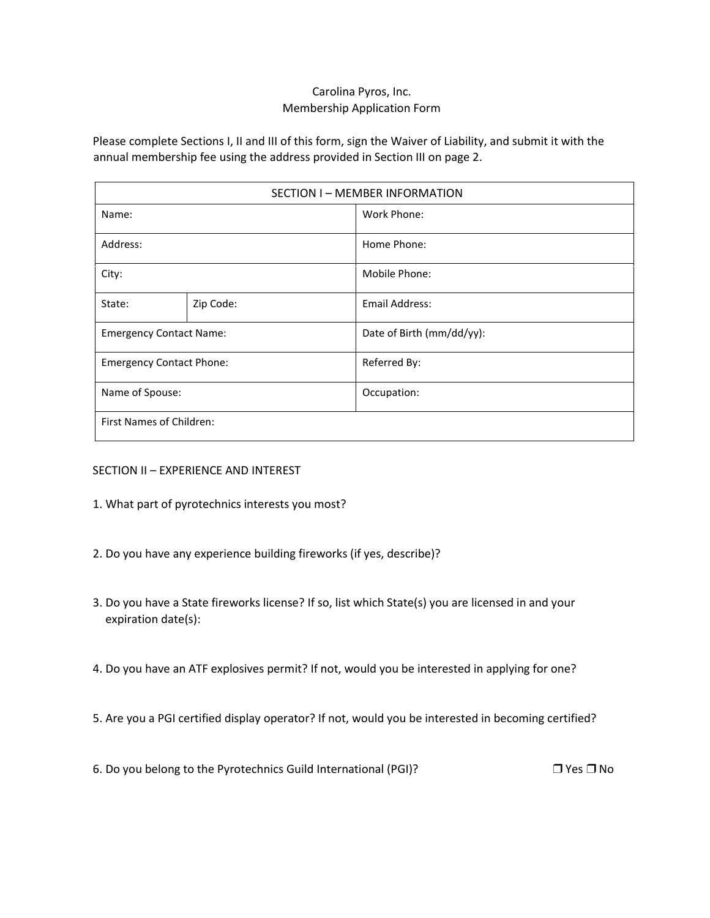# Carolina Pyros, Inc.
## Membership Application Form

Please complete Sections I, II and III of this form, sign the Waiver of Liability, and submit it with the annual membership fee using the address provided in Section III on page 2.

| SECTION I – MEMBER INFORMATION | | |
|---|---|---|
| Name: | | Work Phone: |
| Address: | | Home Phone: |
| City: | | Mobile Phone: |
| State: | Zip Code: | Email Address: |
| Emergency Contact Name: | | Date of Birth (mm/dd/yy): |
| Emergency Contact Phone: | | Referred By: |
| Name of Spouse: | | Occupation: |
| First Names of Children: | | |

SECTION II – EXPERIENCE AND INTEREST

1. What part of pyrotechnics interests you most?

2. Do you have any experience building fireworks (if yes, describe)?

3. Do you have a State fireworks license? If so, list which State(s) you are licensed in and your expiration date(s):

4. Do you have an ATF explosives permit? If not, would you be interested in applying for one?

5. Are you a PGI certified display operator? If not, would you be interested in becoming certified?

6. Do you belong to the Pyrotechnics Guild International (PGI)? ❒ Yes ❒ No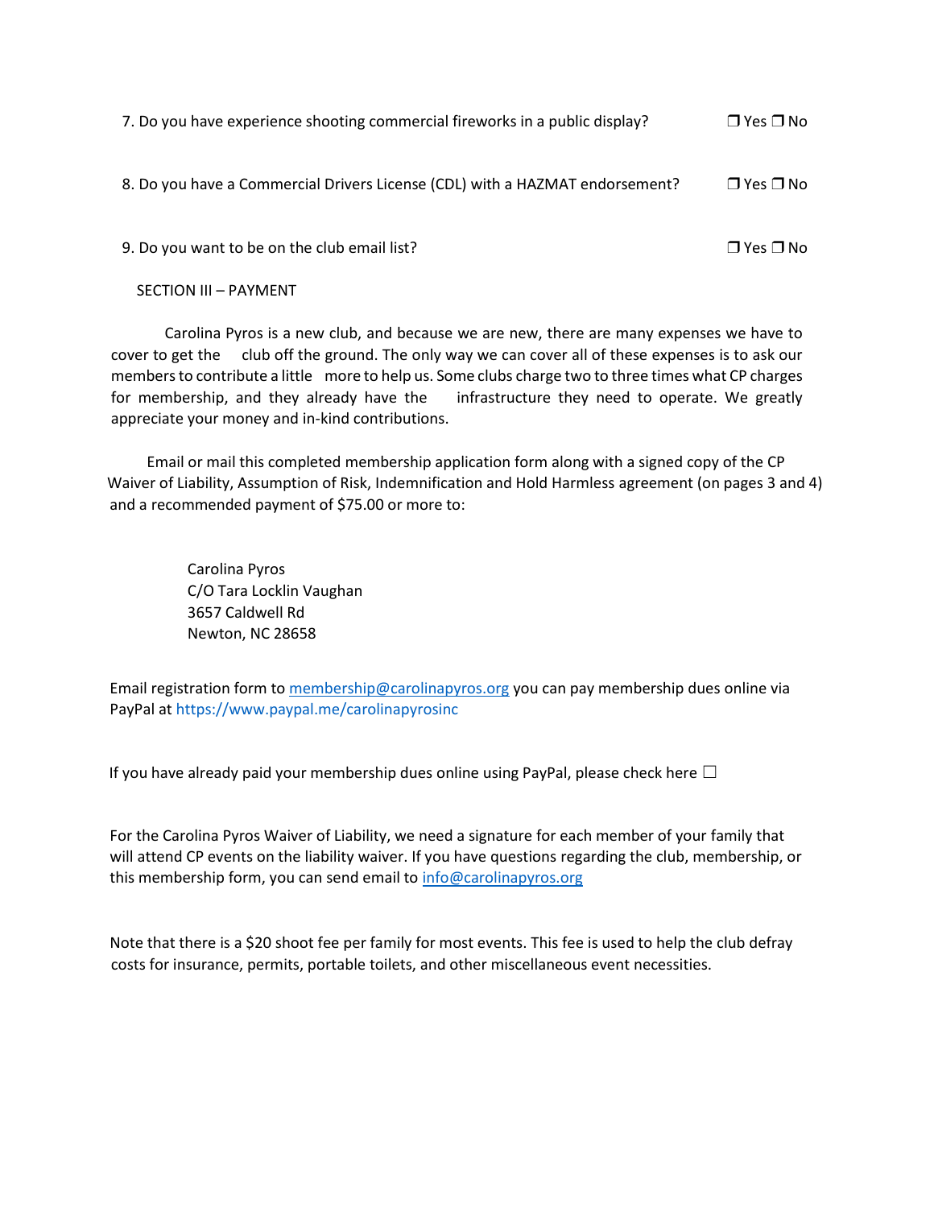7. Do you have experience shooting commercial fireworks in a public display? ❒ Yes ❒ No

8. Do you have a Commercial Drivers License (CDL) with a HAZMAT endorsement? ❒ Yes ❒ No

9. Do you want to be on the club email list? ❒ Yes ❒ No

## SECTION III – PAYMENT

Carolina Pyros is a new club, and because we are new, there are many expenses we have to cover to get the club off the ground. The only way we can cover all of these expenses is to ask our members to contribute a little more to help us. Some clubs charge two to three times what CP charges for membership, and they already have the infrastructure they need to operate. We greatly appreciate your money and in-kind contributions.

Email or mail this completed membership application form along with a signed copy of the CP Waiver of Liability, Assumption of Risk, Indemnification and Hold Harmless agreement (on pages 3 and 4) and a recommended payment of $75.00 or more to:

Carolina Pyros
C/O Tara Locklin Vaughan
3657 Caldwell Rd
Newton, NC 28658

Email registration form to membership@carolinapyros.org you can pay membership dues online via PayPal at https://www.paypal.me/carolinapyrosinc

If you have already paid your membership dues online using PayPal, please check here ☐

For the Carolina Pyros Waiver of Liability, we need a signature for each member of your family that will attend CP events on the liability waiver. If you have questions regarding the club, membership, or this membership form, you can send email to info@carolinapyros.org

Note that there is a $20 shoot fee per family for most events. This fee is used to help the club defray costs for insurance, permits, portable toilets, and other miscellaneous event necessities.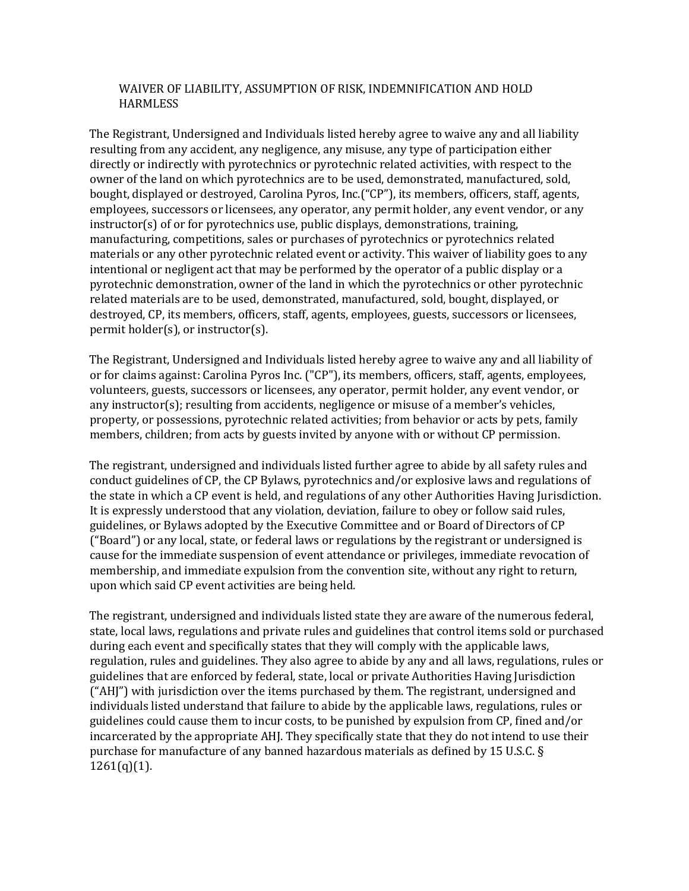## WAIVER OF LIABILITY, ASSUMPTION OF RISK, INDEMNIFICATION AND HOLD HARMLESS

The Registrant, Undersigned and Individuals listed hereby agree to waive any and all liability resulting from any accident, any negligence, any misuse, any type of participation either directly or indirectly with pyrotechnics or pyrotechnic related activities, with respect to the owner of the land on which pyrotechnics are to be used, demonstrated, manufactured, sold, bought, displayed or destroyed, Carolina Pyros, Inc.("CP"), its members, officers, staff, agents, employees, successors or licensees, any operator, any permit holder, any event vendor, or any instructor(s) of or for pyrotechnics use, public displays, demonstrations, training, manufacturing, competitions, sales or purchases of pyrotechnics or pyrotechnics related materials or any other pyrotechnic related event or activity. This waiver of liability goes to any intentional or negligent act that may be performed by the operator of a public display or a pyrotechnic demonstration, owner of the land in which the pyrotechnics or other pyrotechnic related materials are to be used, demonstrated, manufactured, sold, bought, displayed, or destroyed, CP, its members, officers, staff, agents, employees, guests, successors or licensees, permit holder(s), or instructor(s).

The Registrant, Undersigned and Individuals listed hereby agree to waive any and all liability of or for claims against: Carolina Pyros Inc. ("CP"), its members, officers, staff, agents, employees, volunteers, guests, successors or licensees, any operator, permit holder, any event vendor, or any instructor(s); resulting from accidents, negligence or misuse of a member's vehicles, property, or possessions, pyrotechnic related activities; from behavior or acts by pets, family members, children; from acts by guests invited by anyone with or without CP permission.

The registrant, undersigned and individuals listed further agree to abide by all safety rules and conduct guidelines of CP, the CP Bylaws, pyrotechnics and/or explosive laws and regulations of the state in which a CP event is held, and regulations of any other Authorities Having Jurisdiction. It is expressly understood that any violation, deviation, failure to obey or follow said rules, guidelines, or Bylaws adopted by the Executive Committee and or Board of Directors of CP ("Board") or any local, state, or federal laws or regulations by the registrant or undersigned is cause for the immediate suspension of event attendance or privileges, immediate revocation of membership, and immediate expulsion from the convention site, without any right to return, upon which said CP event activities are being held.

The registrant, undersigned and individuals listed state they are aware of the numerous federal, state, local laws, regulations and private rules and guidelines that control items sold or purchased during each event and specifically states that they will comply with the applicable laws, regulation, rules and guidelines. They also agree to abide by any and all laws, regulations, rules or guidelines that are enforced by federal, state, local or private Authorities Having Jurisdiction ("AHJ") with jurisdiction over the items purchased by them. The registrant, undersigned and individuals listed understand that failure to abide by the applicable laws, regulations, rules or guidelines could cause them to incur costs, to be punished by expulsion from CP, fined and/or incarcerated by the appropriate AHJ. They specifically state that they do not intend to use their purchase for manufacture of any banned hazardous materials as defined by 15 U.S.C. § 1261(q)(1).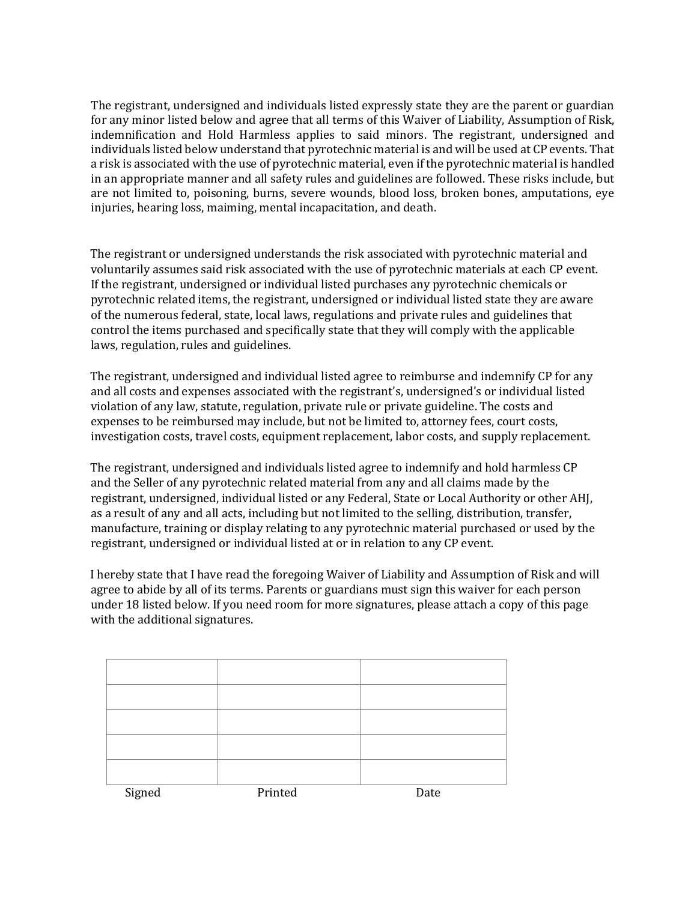The registrant, undersigned and individuals listed expressly state they are the parent or guardian for any minor listed below and agree that all terms of this Waiver of Liability, Assumption of Risk, indemnification and Hold Harmless applies to said minors. The registrant, undersigned and individuals listed below understand that pyrotechnic material is and will be used at CP events. That a risk is associated with the use of pyrotechnic material, even if the pyrotechnic material is handled in an appropriate manner and all safety rules and guidelines are followed. These risks include, but are not limited to, poisoning, burns, severe wounds, blood loss, broken bones, amputations, eye injuries, hearing loss, maiming, mental incapacitation, and death.

The registrant or undersigned understands the risk associated with pyrotechnic material and voluntarily assumes said risk associated with the use of pyrotechnic materials at each CP event. If the registrant, undersigned or individual listed purchases any pyrotechnic chemicals or pyrotechnic related items, the registrant, undersigned or individual listed state they are aware of the numerous federal, state, local laws, regulations and private rules and guidelines that control the items purchased and specifically state that they will comply with the applicable laws, regulation, rules and guidelines.

The registrant, undersigned and individual listed agree to reimburse and indemnify CP for any and all costs and expenses associated with the registrant's, undersigned's or individual listed violation of any law, statute, regulation, private rule or private guideline. The costs and expenses to be reimbursed may include, but not be limited to, attorney fees, court costs, investigation costs, travel costs, equipment replacement, labor costs, and supply replacement.

The registrant, undersigned and individuals listed agree to indemnify and hold harmless CP and the Seller of any pyrotechnic related material from any and all claims made by the registrant, undersigned, individual listed or any Federal, State or Local Authority or other AHJ, as a result of any and all acts, including but not limited to the selling, distribution, transfer, manufacture, training or display relating to any pyrotechnic material purchased or used by the registrant, undersigned or individual listed at or in relation to any CP event.

I hereby state that I have read the foregoing Waiver of Liability and Assumption of Risk and will agree to abide by all of its terms. Parents or guardians must sign this waiver for each person under 18 listed below. If you need room for more signatures, please attach a copy of this page with the additional signatures.

| | | |
|---|---|---|
| | | |
| | | |
| | | |
| | | |
| | | |
| Signed | Printed | Date |